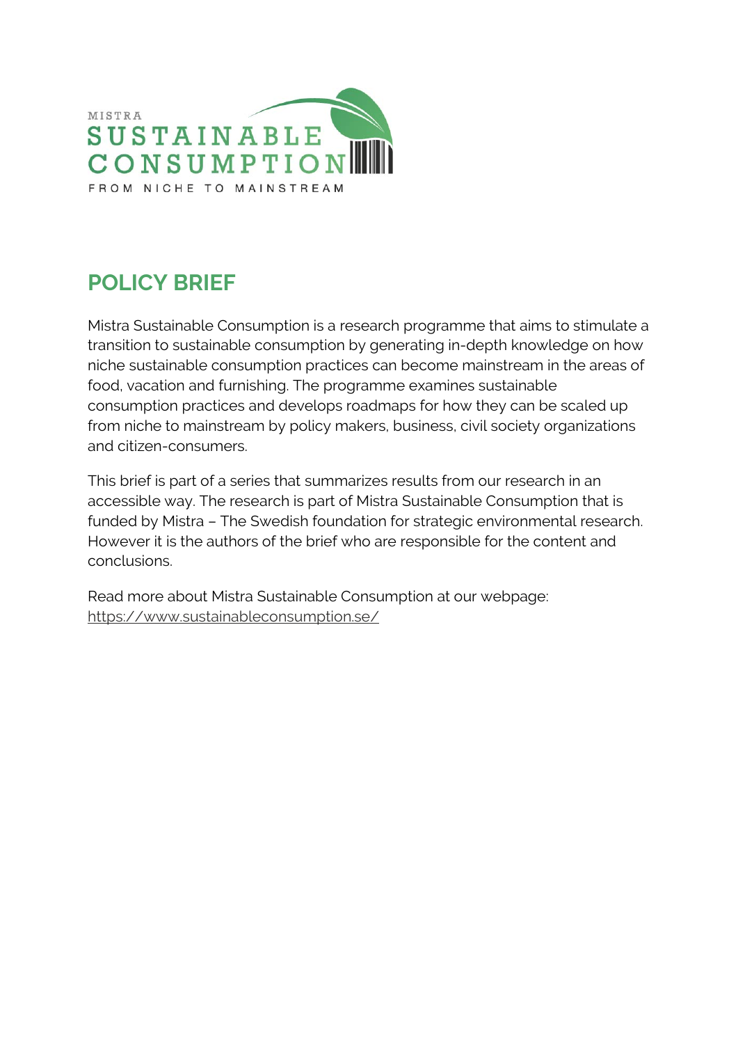MISTRA
SUSTAINABLE
CONSUMPTION
FROM NICHE TO MAINSTREAM

# POLICY BRIEF

Mistra Sustainable Consumption is a research programme that aims to stimulate a transition to sustainable consumption by generating in-depth knowledge on how niche sustainable consumption practices can become mainstream in the areas of food, vacation and furnishing. The programme examines sustainable consumption practices and develops roadmaps for how they can be scaled up from niche to mainstream by policy makers, business, civil society organizations and citizen-consumers.

This brief is part of a series that summarizes results from our research in an accessible way. The research is part of Mistra Sustainable Consumption that is funded by Mistra – The Swedish foundation for strategic environmental research. However it is the authors of the brief who are responsible for the content and conclusions.

Read more about Mistra Sustainable Consumption at our webpage: https://www.sustainableconsumption.se/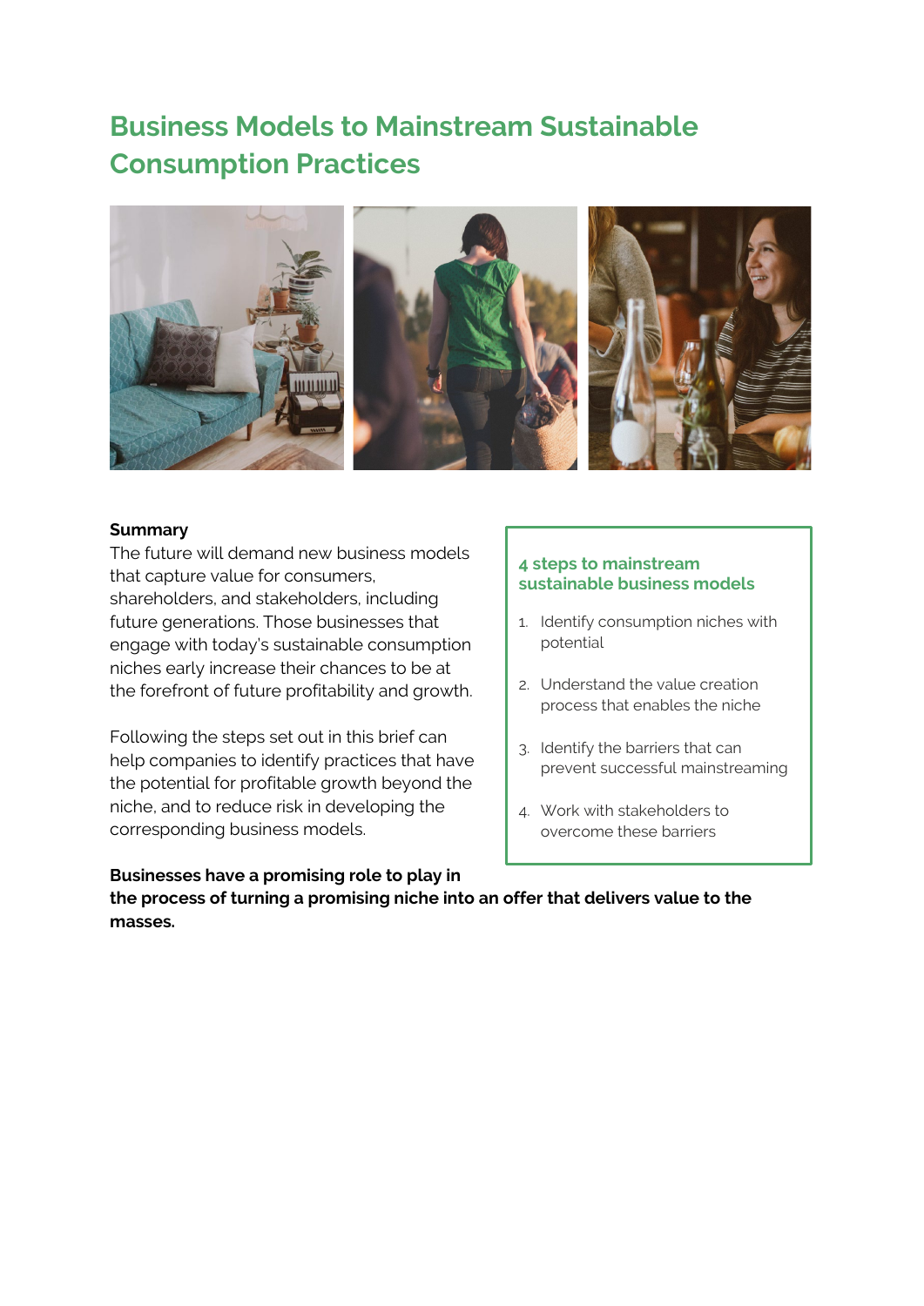# Business Models to Mainstream Sustainable Consumption Practices

**Summary**

The future will demand new business models that capture value for consumers, shareholders, and stakeholders, including future generations. Those businesses that engage with today's sustainable consumption niches early increase their chances to be at the forefront of future profitability and growth.

Following the steps set out in this brief can help companies to identify practices that have the potential for profitable growth beyond the niche, and to reduce risk in developing the corresponding business models.

**4 steps to mainstream sustainable business models**

1. Identify consumption niches with potential
2. Understand the value creation process that enables the niche
3. Identify the barriers that can prevent successful mainstreaming
4. Work with stakeholders to overcome these barriers

**Businesses have a promising role to play in the process of turning a promising niche into an offer that delivers value to the masses.**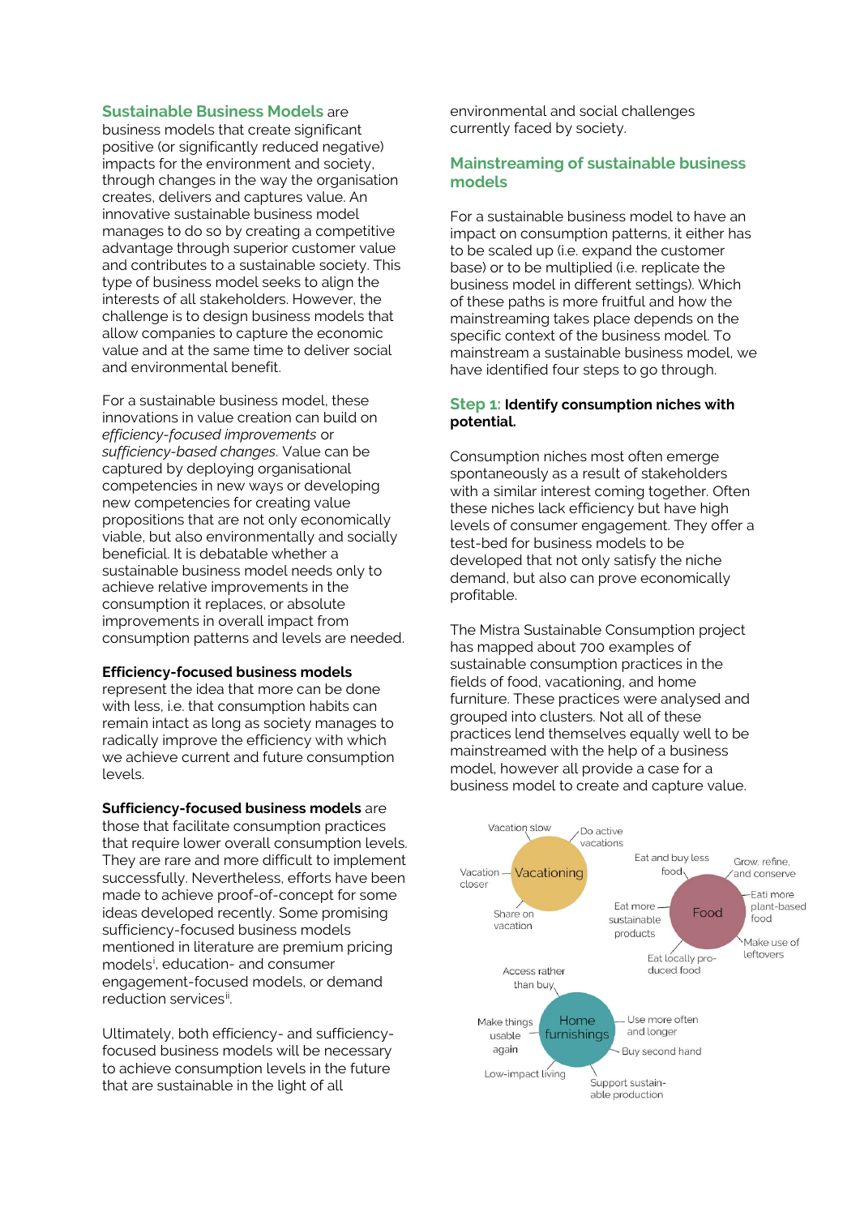**Sustainable Business Models** are business models that create significant positive (or significantly reduced negative) impacts for the environment and society, through changes in the way the organisation creates, delivers and captures value. An innovative sustainable business model manages to do so by creating a competitive advantage through superior customer value and contributes to a sustainable society. This type of business model seeks to align the interests of all stakeholders. However, the challenge is to design business models that allow companies to capture the economic value and at the same time to deliver social and environmental benefit.

For a sustainable business model, these innovations in value creation can build on *efficiency-focused improvements* or *sufficiency-based changes*. Value can be captured by deploying organisational competencies in new ways or developing new competencies for creating value propositions that are not only economically viable, but also environmentally and socially beneficial. It is debatable whether a sustainable business model needs only to achieve relative improvements in the consumption it replaces, or absolute improvements in overall impact from consumption patterns and levels are needed.

**Efficiency-focused business models** represent the idea that more can be done with less, i.e. that consumption habits can remain intact as long as society manages to radically improve the efficiency with which we achieve current and future consumption levels.

**Sufficiency-focused business models** are those that facilitate consumption practices that require lower overall consumption levels. They are rare and more difficult to implement successfully. Nevertheless, efforts have been made to achieve proof-of-concept for some ideas developed recently. Some promising sufficiency-focused business models mentioned in literature are premium pricing models[i], education- and consumer engagement-focused models, or demand reduction services[ii].

Ultimately, both efficiency- and sufficiency-focused business models will be necessary to achieve consumption levels in the future that are sustainable in the light of all environmental and social challenges currently faced by society.

## Mainstreaming of sustainable business models

For a sustainable business model to have an impact on consumption patterns, it either has to be scaled up (i.e. expand the customer base) or to be multiplied (i.e. replicate the business model in different settings). Which of these paths is more fruitful and how the mainstreaming takes place depends on the specific context of the business model. To mainstream a sustainable business model, we have identified four steps to go through.

### Step 1: Identify consumption niches with potential.

Consumption niches most often emerge spontaneously as a result of stakeholders with a similar interest coming together. Often these niches lack efficiency but have high levels of consumer engagement. They offer a test-bed for business models to be developed that not only satisfy the niche demand, but also can prove economically profitable.

The Mistra Sustainable Consumption project has mapped about 700 examples of sustainable consumption practices in the fields of food, vacationing, and home furniture. These practices were analysed and grouped into clusters. Not all of these practices lend themselves equally well to be mainstreamed with the help of a business model, however all provide a case for a business model to create and capture value.

- **Vacationing**: Vacation slow; Do active vacations; Vacation closer; Share on vacation
- **Food**: Eat and buy less food; Grow, refine, and conserve; Eat more plant-based food; Eat more sustainable products; Make use of leftovers; Eat locally produced food
- **Home furnishings**: Access rather than buy; Make things usable again; Use more often and longer; Buy second hand; Low-impact living; Support sustainable production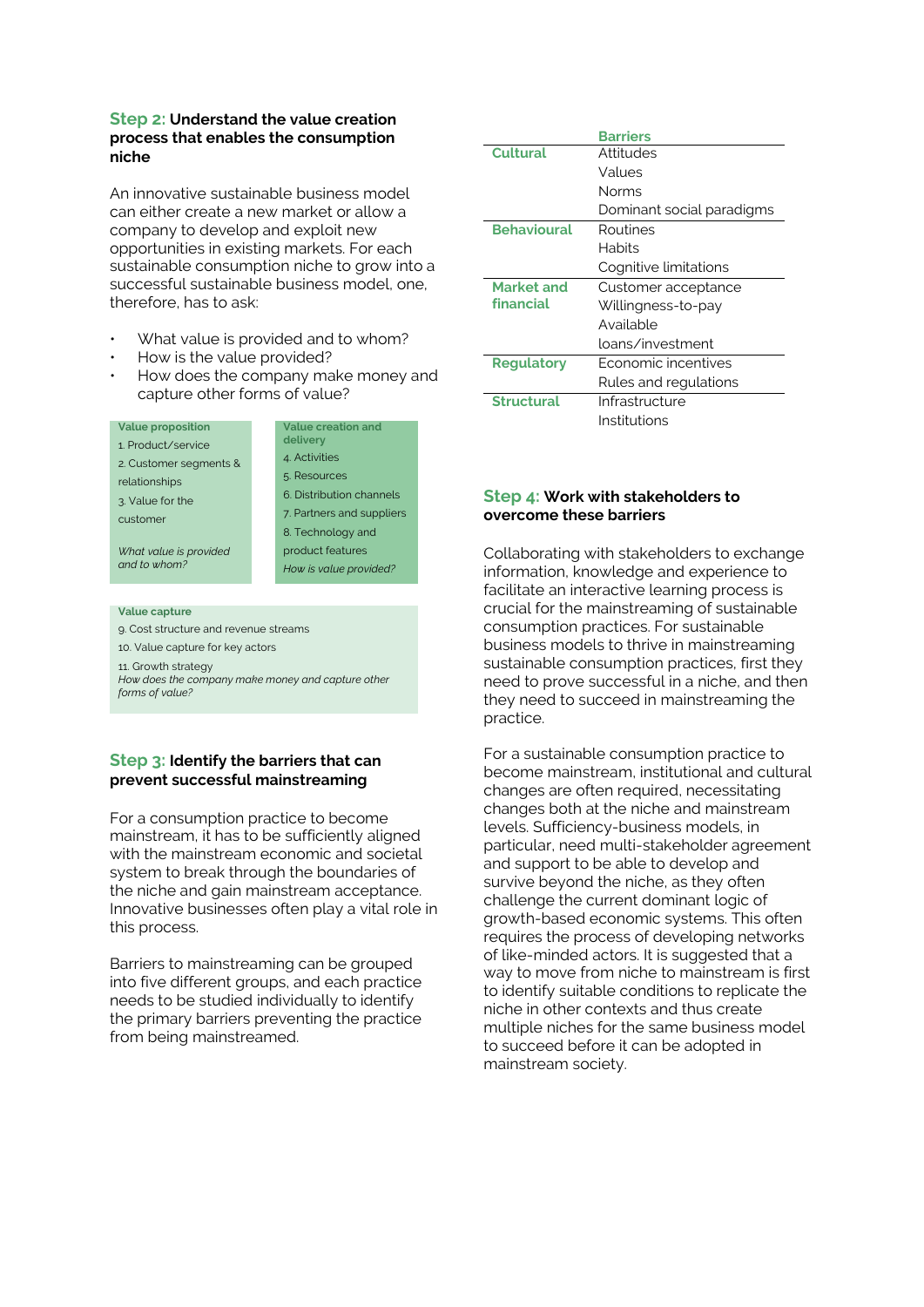### Step 2: Understand the value creation process that enables the consumption niche

An innovative sustainable business model can either create a new market or allow a company to develop and exploit new opportunities in existing markets. For each sustainable consumption niche to grow into a successful sustainable business model, one, therefore, has to ask:

- What value is provided and to whom?
- How is the value provided?
- How does the company make money and capture other forms of value?

| Value proposition | Value creation and delivery |
|---|---|
| 1. Product/service | 4. Activities |
| 2. Customer segments & relationships | 5. Resources |
| 3. Value for the customer | 6. Distribution channels |
| | 7. Partners and suppliers |
| | 8. Technology and product features |
| *What value is provided and to whom?* | *How is value provided?* |

**Value capture**

9. Cost structure and revenue streams
10. Value capture for key actors
11. Growth strategy

*How does the company make money and capture other forms of value?*

### Step 3: Identify the barriers that can prevent successful mainstreaming

For a consumption practice to become mainstream, it has to be sufficiently aligned with the mainstream economic and societal system to break through the boundaries of the niche and gain mainstream acceptance. Innovative businesses often play a vital role in this process.

Barriers to mainstreaming can be grouped into five different groups, and each practice needs to be studied individually to identify the primary barriers preventing the practice from being mainstreamed.

| | Barriers |
|---|---|
| **Cultural** | Attitudes<br>Values<br>Norms<br>Dominant social paradigms |
| **Behavioural** | Routines<br>Habits<br>Cognitive limitations |
| **Market and financial** | Customer acceptance<br>Willingness-to-pay<br>Available loans/investment |
| **Regulatory** | Economic incentives<br>Rules and regulations |
| **Structural** | Infrastructure<br>Institutions |

### Step 4: Work with stakeholders to overcome these barriers

Collaborating with stakeholders to exchange information, knowledge and experience to facilitate an interactive learning process is crucial for the mainstreaming of sustainable consumption practices. For sustainable business models to thrive in mainstreaming sustainable consumption practices, first they need to prove successful in a niche, and then they need to succeed in mainstreaming the practice.

For a sustainable consumption practice to become mainstream, institutional and cultural changes are often required, necessitating changes both at the niche and mainstream levels. Sufficiency-business models, in particular, need multi-stakeholder agreement and support to be able to develop and survive beyond the niche, as they often challenge the current dominant logic of growth-based economic systems. This often requires the process of developing networks of like-minded actors. It is suggested that a way to move from niche to mainstream is first to identify suitable conditions to replicate the niche in other contexts and thus create multiple niches for the same business model to succeed before it can be adopted in mainstream society.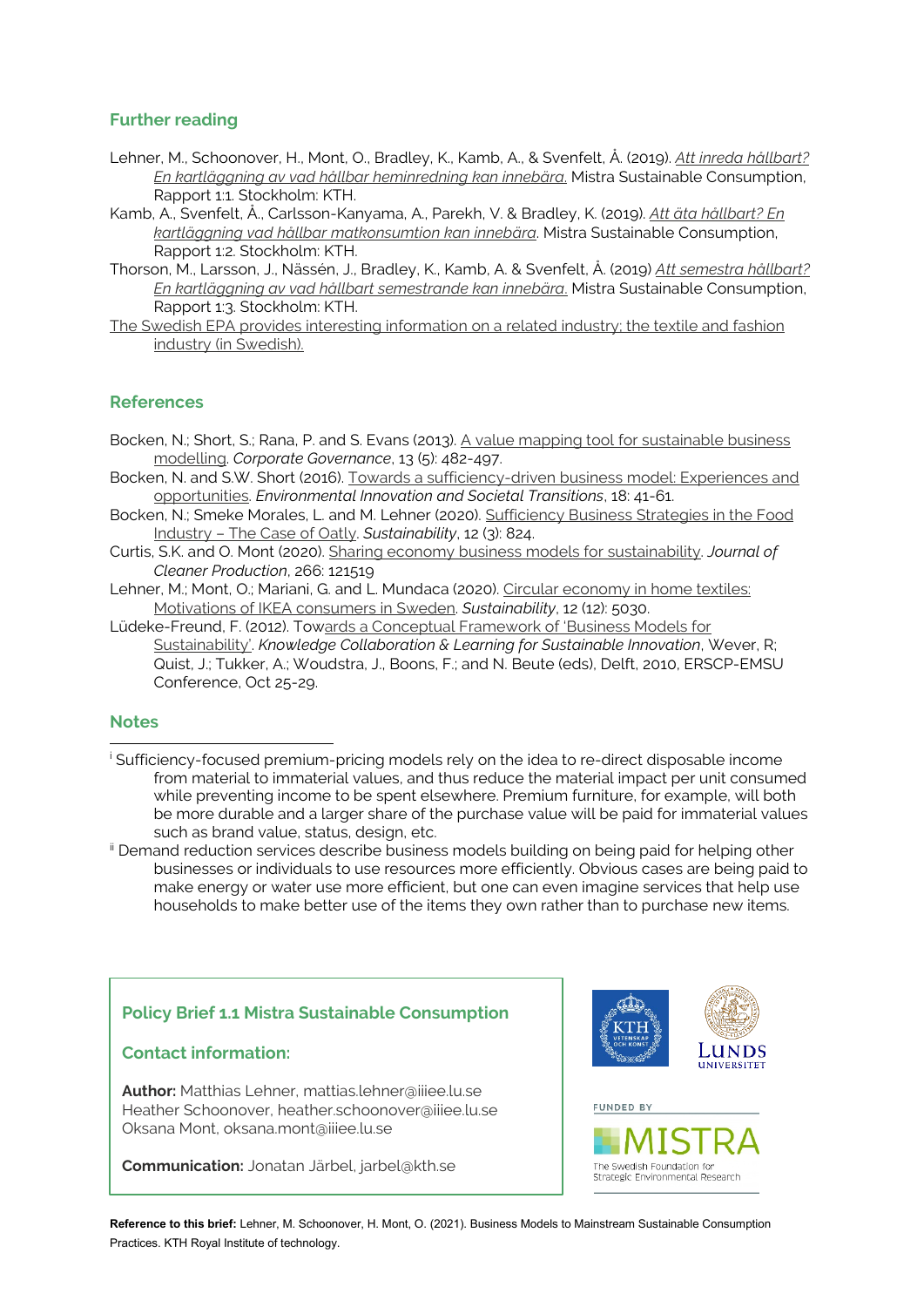## Further reading

Lehner, M., Schoonover, H., Mont, O., Bradley, K., Kamb, A., & Svenfelt, Å. (2019). *Att inreda hållbart? En kartläggning av vad hållbar heminredning kan innebära.* Mistra Sustainable Consumption, Rapport 1:1. Stockholm: KTH.

Kamb, A., Svenfelt, Å., Carlsson-Kanyama, A., Parekh, V. & Bradley, K. (2019). *Att äta hållbart? En kartläggning vad hållbar matkonsumtion kan innebära.* Mistra Sustainable Consumption, Rapport 1:2. Stockholm: KTH.

Thorson, M., Larsson, J., Nässén, J., Bradley, K., Kamb, A. & Svenfelt, Å. (2019) *Att semestra hållbart? En kartläggning av vad hållbart semestrande kan innebära.* Mistra Sustainable Consumption, Rapport 1:3. Stockholm: KTH.

The Swedish EPA provides interesting information on a related industry: the textile and fashion industry (in Swedish).

## References

Bocken, N.; Short, S.; Rana, P. and S. Evans (2013). A value mapping tool for sustainable business modelling. *Corporate Governance*, 13 (5): 482-497.

Bocken, N. and S.W. Short (2016). Towards a sufficiency-driven business model: Experiences and opportunities. *Environmental Innovation and Societal Transitions*, 18: 41-61.

Bocken, N.; Smeke Morales, L. and M. Lehner (2020). Sufficiency Business Strategies in the Food Industry – The Case of Oatly. *Sustainability*, 12 (3): 824.

Curtis, S.K. and O. Mont (2020). Sharing economy business models for sustainability. *Journal of Cleaner Production*, 266: 121519

Lehner, M.; Mont, O.; Mariani, G. and L. Mundaca (2020). Circular economy in home textiles: Motivations of IKEA consumers in Sweden. *Sustainability*, 12 (12): 5030.

Lüdeke-Freund, F. (2012). Towards a Conceptual Framework of 'Business Models for Sustainability'. *Knowledge Collaboration & Learning for Sustainable Innovation*, Wever, R; Quist, J.; Tukker, A.; Woudstra, J., Boons, F.; and N. Beute (eds), Delft, 2010, ERSCP-EMSU Conference, Oct 25-29.

## Notes

[i] Sufficiency-focused premium-pricing models rely on the idea to re-direct disposable income from material to immaterial values, and thus reduce the material impact per unit consumed while preventing income to be spent elsewhere. Premium furniture, for example, will both be more durable and a larger share of the purchase value will be paid for immaterial values such as brand value, status, design, etc.

[ii] Demand reduction services describe business models building on being paid for helping other businesses or individuals to use resources more efficiently. Obvious cases are being paid to make energy or water use more efficient, but one can even imagine services that help use households to make better use of the items they own rather than to purchase new items.

**Policy Brief 1.1 Mistra Sustainable Consumption**

**Contact information:**

**Author:** Matthias Lehner, mattias.lehner@iiiee.lu.se
Heather Schoonover, heather.schoonover@iiiee.lu.se
Oksana Mont, oksana.mont@iiiee.lu.se

**Communication:** Jonatan Järbel, jarbel@kth.se

KTH Vetenskap och Konst

Lunds Universitet

FUNDED BY

MISTRA
The Swedish Foundation for Strategic Environmental Research

**Reference to this brief:** Lehner, M. Schoonover, H. Mont, O. (2021). Business Models to Mainstream Sustainable Consumption Practices. KTH Royal Institute of technology.